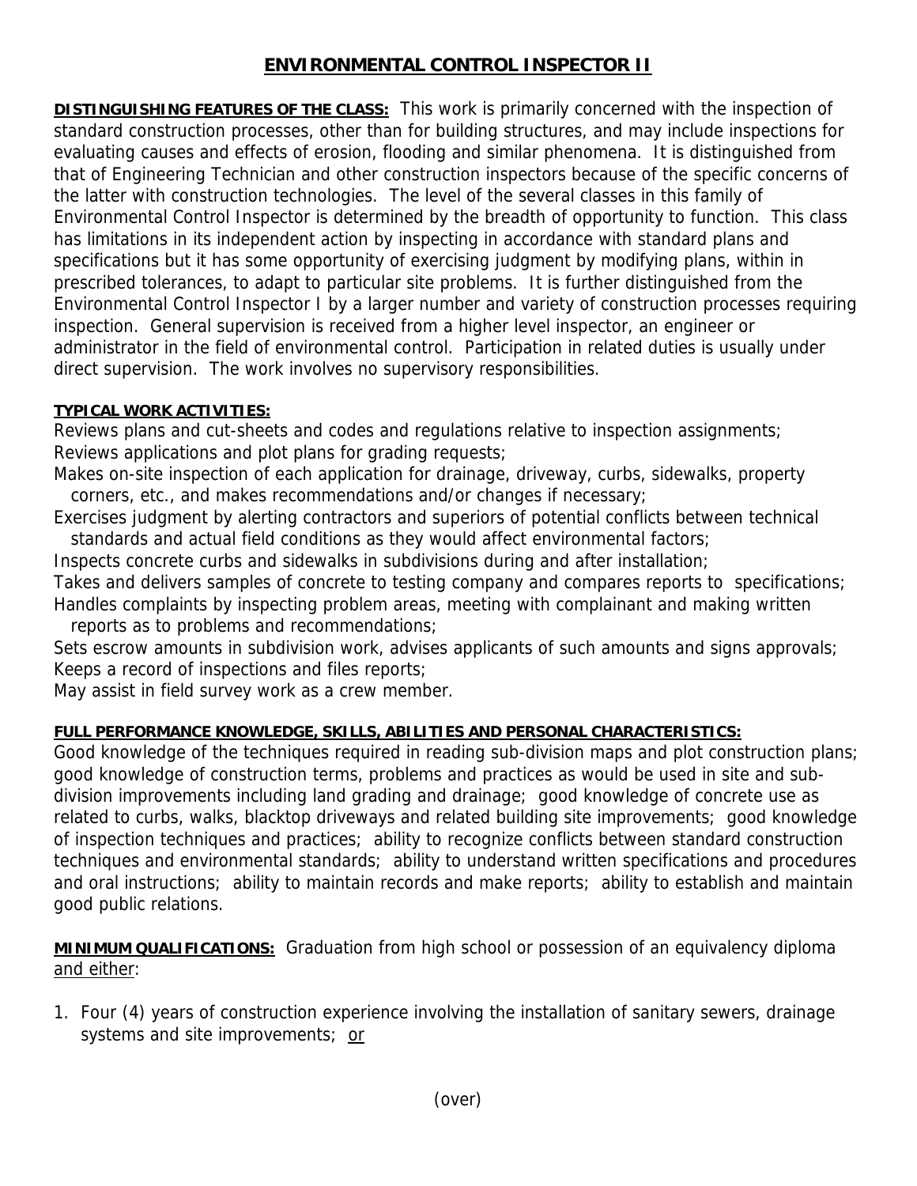# ENVIRONMENTAL CONTROL INSPECTOR II

**DISTINGUISHING FEATURES OF THE CLASS:** This work is primarily concerned with the inspection of standard construction processes, other than for building structures, and may include inspections for evaluating causes and effects of erosion, flooding and similar phenomena. It is distinguished from that of Engineering Technician and other construction inspectors because of the specific concerns of the latter with construction technologies. The level of the several classes in this family of Environmental Control Inspector is determined by the breadth of opportunity to function. This class has limitations in its independent action by inspecting in accordance with standard plans and specifications but it has some opportunity of exercising judgment by modifying plans, within in prescribed tolerances, to adapt to particular site problems. It is further distinguished from the Environmental Control Inspector I by a larger number and variety of construction processes requiring inspection. General supervision is received from a higher level inspector, an engineer or administrator in the field of environmental control. Participation in related duties is usually under direct supervision. The work involves no supervisory responsibilities.

**TYPICAL WORK ACTIVITIES:**

Reviews plans and cut-sheets and codes and regulations relative to inspection assignments;
Reviews applications and plot plans for grading requests;
Makes on-site inspection of each application for drainage, driveway, curbs, sidewalks, property corners, etc., and makes recommendations and/or changes if necessary;
Exercises judgment by alerting contractors and superiors of potential conflicts between technical standards and actual field conditions as they would affect environmental factors;
Inspects concrete curbs and sidewalks in subdivisions during and after installation;
Takes and delivers samples of concrete to testing company and compares reports to specifications;
Handles complaints by inspecting problem areas, meeting with complainant and making written reports as to problems and recommendations;
Sets escrow amounts in subdivision work, advises applicants of such amounts and signs approvals;
Keeps a record of inspections and files reports;
May assist in field survey work as a crew member.

**FULL PERFORMANCE KNOWLEDGE, SKILLS, ABILITIES AND PERSONAL CHARACTERISTICS:**

Good knowledge of the techniques required in reading sub-division maps and plot construction plans; good knowledge of construction terms, problems and practices as would be used in site and sub-division improvements including land grading and drainage; good knowledge of concrete use as related to curbs, walks, blacktop driveways and related building site improvements; good knowledge of inspection techniques and practices; ability to recognize conflicts between standard construction techniques and environmental standards; ability to understand written specifications and procedures and oral instructions; ability to maintain records and make reports; ability to establish and maintain good public relations.

**MINIMUM QUALIFICATIONS:** Graduation from high school or possession of an equivalency diploma and either:

1. Four (4) years of construction experience involving the installation of sanitary sewers, drainage systems and site improvements; or

(over)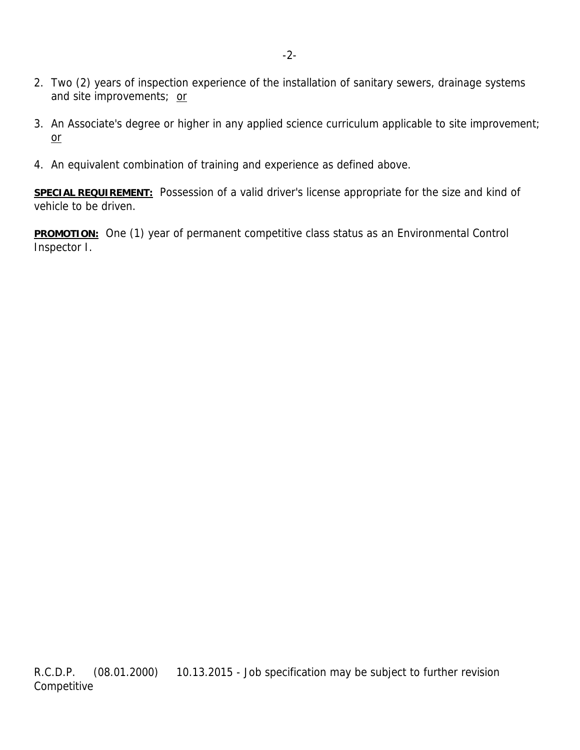2. Two (2) years of inspection experience of the installation of sanitary sewers, drainage systems and site improvements; <u>or</u>

3. An Associate's degree or higher in any applied science curriculum applicable to site improvement; <u>or</u>

4. An equivalent combination of training and experience as defined above.

**SPECIAL REQUIREMENT:** Possession of a valid driver's license appropriate for the size and kind of vehicle to be driven.

**PROMOTION:** One (1) year of permanent competitive class status as an Environmental Control Inspector I.

R.C.D.P. (08.01.2000) 10.13.2015 - Job specification may be subject to further revision
Competitive